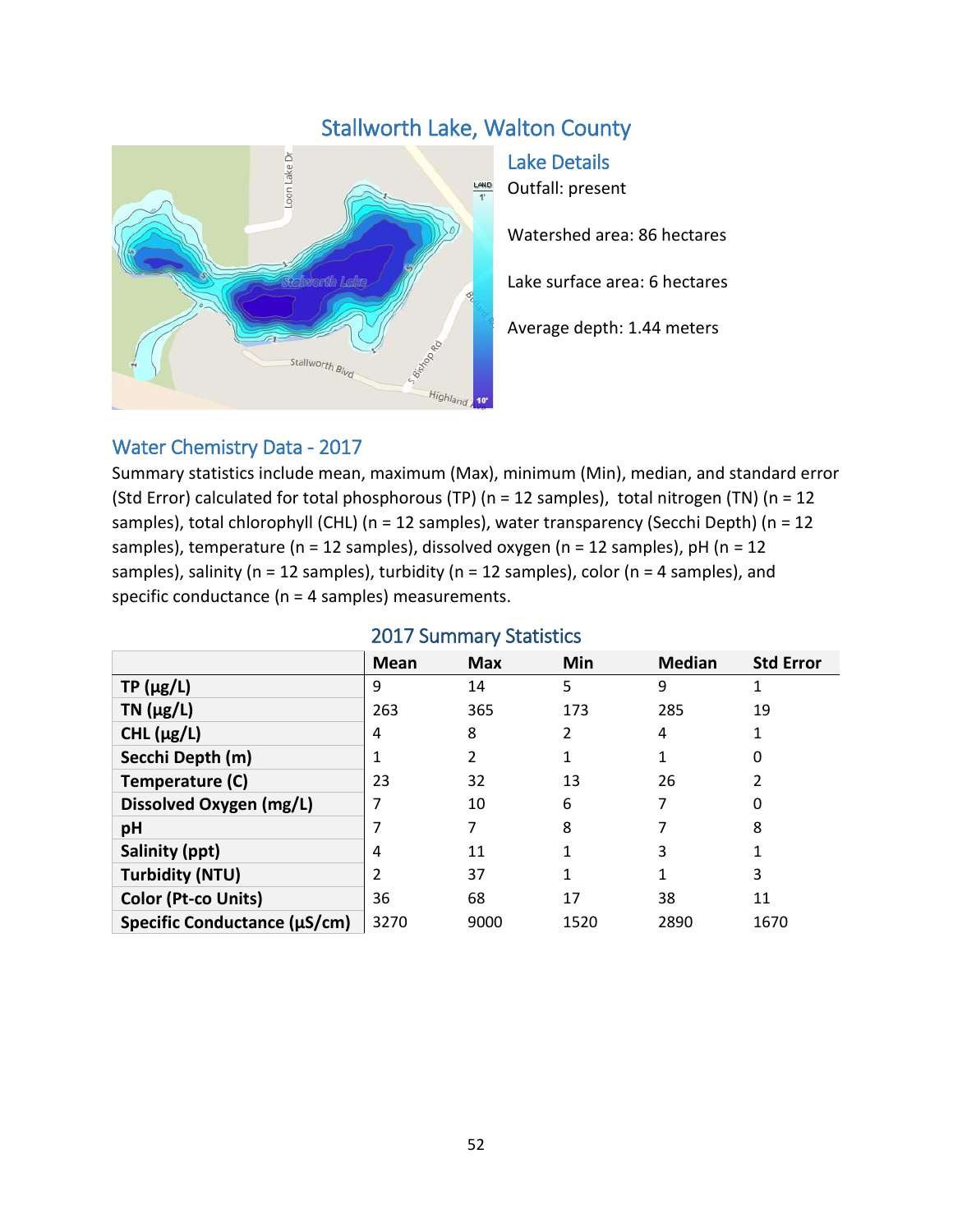# Stallworth Lake, Walton County

## Lake Details

Outfall: present

Watershed area: 86 hectares

Lake surface area: 6 hectares

Average depth: 1.44 meters

## Water Chemistry Data - 2017

Summary statistics include mean, maximum (Max), minimum (Min), median, and standard error (Std Error) calculated for total phosphorous (TP) (n = 12 samples), total nitrogen (TN) (n = 12 samples), total chlorophyll (CHL) (n = 12 samples), water transparency (Secchi Depth) (n = 12 samples), temperature (n = 12 samples), dissolved oxygen (n = 12 samples), pH (n = 12 samples), salinity (n = 12 samples), turbidity (n = 12 samples), color (n = 4 samples), and specific conductance (n = 4 samples) measurements.

### 2017 Summary Statistics

| | Mean | Max | Min | Median | Std Error |
|---|---|---|---|---|---|
| **TP (µg/L)** | 9 | 14 | 5 | 9 | 1 |
| **TN (µg/L)** | 263 | 365 | 173 | 285 | 19 |
| **CHL (µg/L)** | 4 | 8 | 2 | 4 | 1 |
| **Secchi Depth (m)** | 1 | 2 | 1 | 1 | 0 |
| **Temperature (C)** | 23 | 32 | 13 | 26 | 2 |
| **Dissolved Oxygen (mg/L)** | 7 | 10 | 6 | 7 | 0 |
| **pH** | 7 | 7 | 8 | 7 | 8 |
| **Salinity (ppt)** | 4 | 11 | 1 | 3 | 1 |
| **Turbidity (NTU)** | 2 | 37 | 1 | 1 | 3 |
| **Color (Pt-co Units)** | 36 | 68 | 17 | 38 | 11 |
| **Specific Conductance (µS/cm)** | 3270 | 9000 | 1520 | 2890 | 1670 |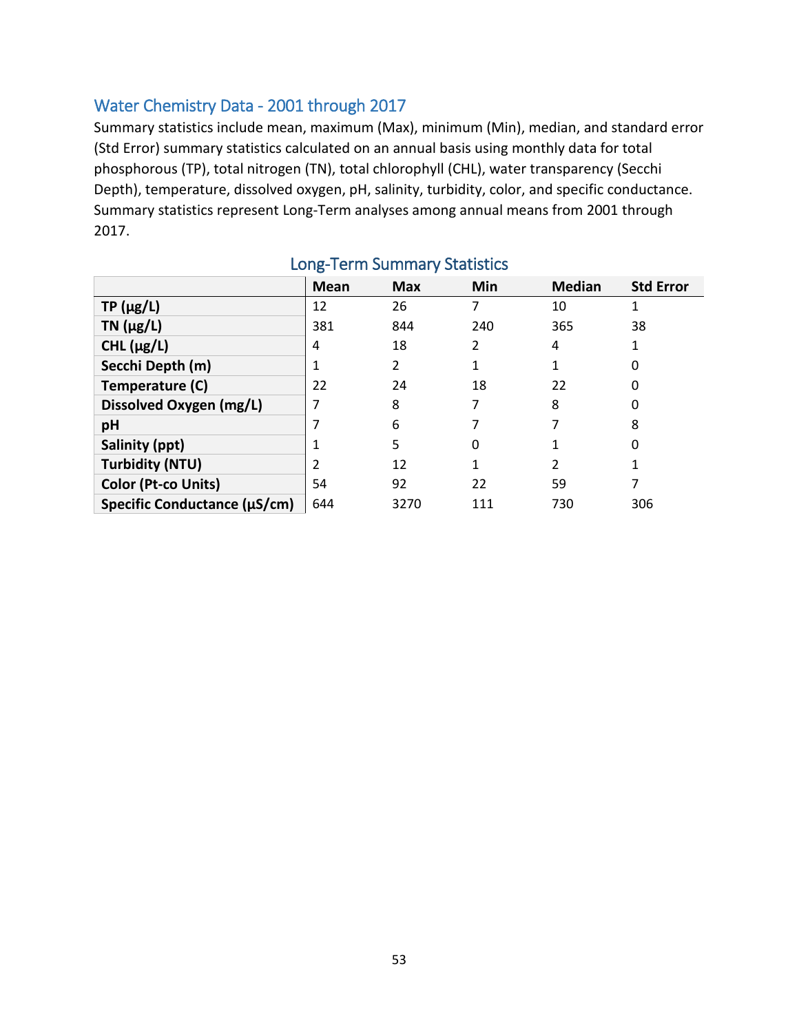## Water Chemistry Data - 2001 through 2017

Summary statistics include mean, maximum (Max), minimum (Min), median, and standard error (Std Error) summary statistics calculated on an annual basis using monthly data for total phosphorous (TP), total nitrogen (TN), total chlorophyll (CHL), water transparency (Secchi Depth), temperature, dissolved oxygen, pH, salinity, turbidity, color, and specific conductance. Summary statistics represent Long-Term analyses among annual means from 2001 through 2017.

### Long-Term Summary Statistics

| | Mean | Max | Min | Median | Std Error |
|---|---|---|---|---|---|
| **TP (µg/L)** | 12 | 26 | 7 | 10 | 1 |
| **TN (µg/L)** | 381 | 844 | 240 | 365 | 38 |
| **CHL (µg/L)** | 4 | 18 | 2 | 4 | 1 |
| **Secchi Depth (m)** | 1 | 2 | 1 | 1 | 0 |
| **Temperature (C)** | 22 | 24 | 18 | 22 | 0 |
| **Dissolved Oxygen (mg/L)** | 7 | 8 | 7 | 8 | 0 |
| **pH** | 7 | 6 | 7 | 7 | 8 |
| **Salinity (ppt)** | 1 | 5 | 0 | 1 | 0 |
| **Turbidity (NTU)** | 2 | 12 | 1 | 2 | 1 |
| **Color (Pt-co Units)** | 54 | 92 | 22 | 59 | 7 |
| **Specific Conductance (µS/cm)** | 644 | 3270 | 111 | 730 | 306 |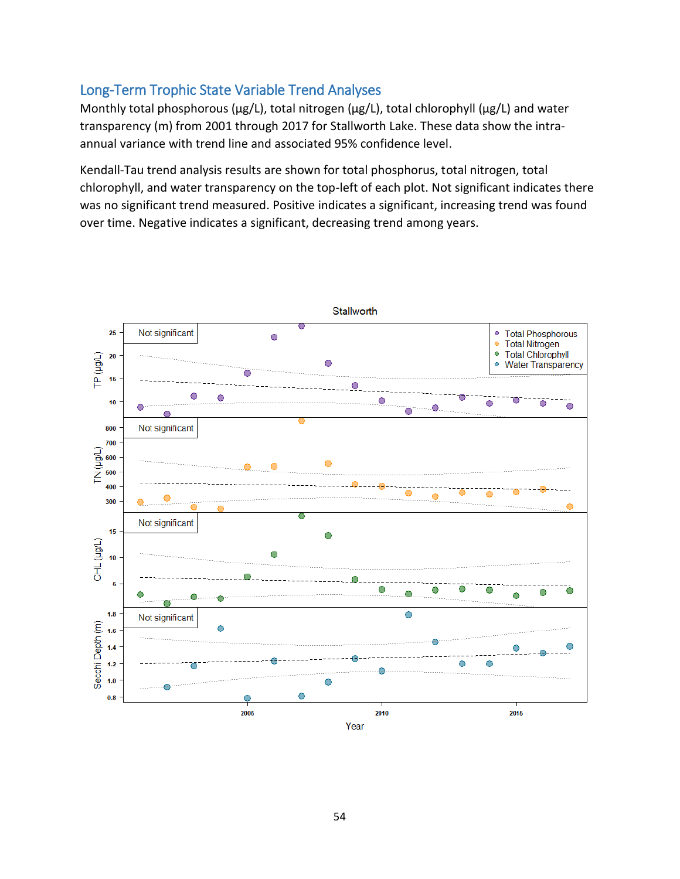## Long-Term Trophic State Variable Trend Analyses

Monthly total phosphorous (µg/L), total nitrogen (µg/L), total chlorophyll (µg/L) and water transparency (m) from 2001 through 2017 for Stallworth Lake. These data show the intra-annual variance with trend line and associated 95% confidence level.

Kendall-Tau trend analysis results are shown for total phosphorus, total nitrogen, total chlorophyll, and water transparency on the top-left of each plot. Not significant indicates there was no significant trend measured. Positive indicates a significant, increasing trend was found over time. Negative indicates a significant, decreasing trend among years.

Stallworth

Total Phosphorous
Total Nitrogen
Total Chlorophyll
Water Transparency

TP (µg/L)
Not significant
10
15
20
25

TN (µg/L)
Not significant
300
400
500
600
700
800

CHL (µg/L)
Not significant
5
10
15

Secchi Depth (m)
Not significant
0.8
1.0
1.2
1.4
1.6
1.8

2005
2010
2015
Year